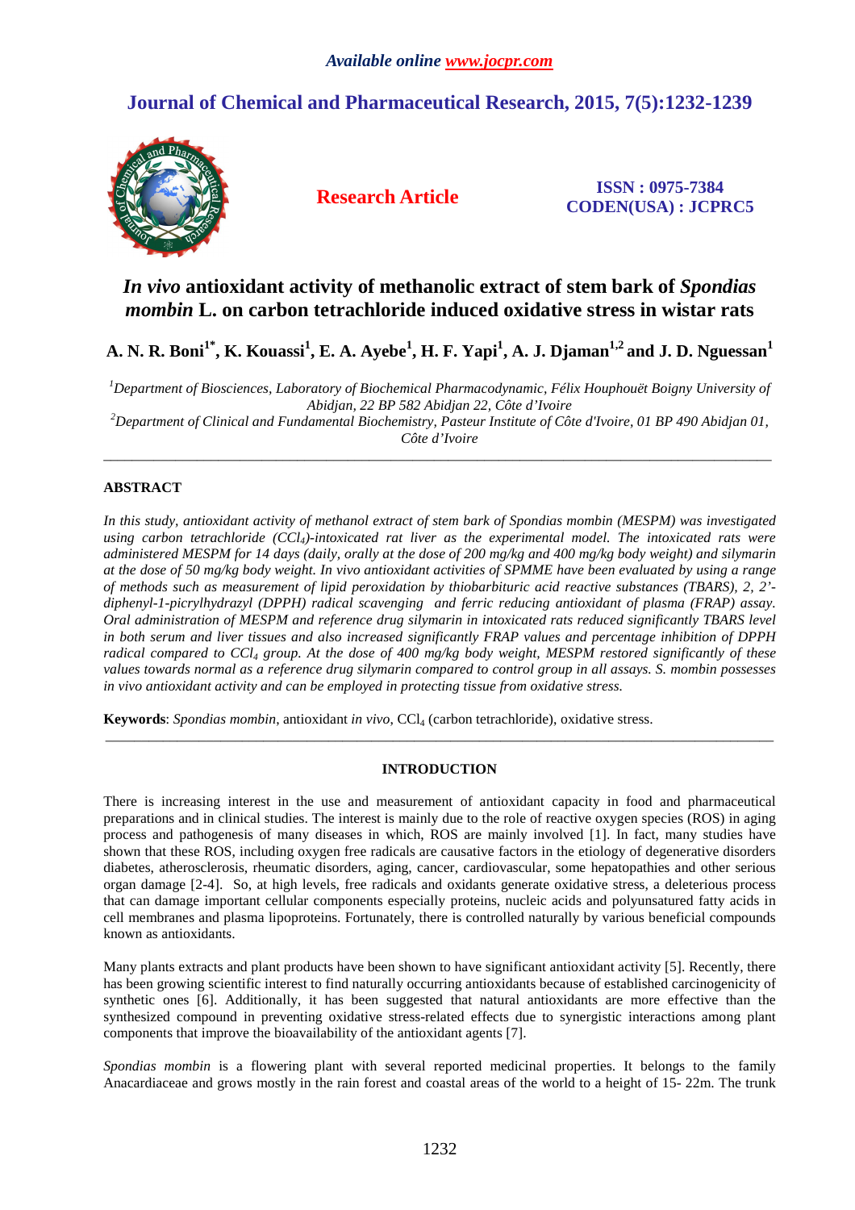# *In vivo* antioxidant activity of methanolic extract of stem bark of *Spondias mombin* L. on carbon tetrachloride induced oxidative stress in wistar rats

**A. N. R. Boni[1*], K. Kouassi[1], E. A. Ayebe[1], H. F. Yapi[1], A. J. Djaman[1,2] and J. D. Nguessan[1]**

[1]*Department of Biosciences, Laboratory of Biochemical Pharmacodynamic, Félix Houphouët Boigny University of Abidjan, 22 BP 582 Abidjan 22, Côte d'Ivoire*
[2]*Department of Clinical and Fundamental Biochemistry, Pasteur Institute of Côte d'Ivoire, 01 BP 490 Abidjan 01, Côte d'Ivoire*

---

## ABSTRACT

*In this study, antioxidant activity of methanol extract of stem bark of Spondias mombin (MESPM) was investigated using carbon tetrachloride ($CCl_4$)-intoxicated rat liver as the experimental model. The intoxicated rats were administered MESPM for 14 days (daily, orally at the dose of 200 mg/kg and 400 mg/kg body weight) and silymarin at the dose of 50 mg/kg body weight. In vivo antioxidant activities of SPMME have been evaluated by using a range of methods such as measurement of lipid peroxidation by thiobarbituric acid reactive substances (TBARS), 2, 2'-diphenyl-1-picrylhydrazyl (DPPH) radical scavenging and ferric reducing antioxidant of plasma (FRAP) assay. Oral administration of MESPM and reference drug silymarin in intoxicated rats reduced significantly TBARS level in both serum and liver tissues and also increased significantly FRAP values and percentage inhibition of DPPH radical compared to $CCl_4$ group. At the dose of 400 mg/kg body weight, MESPM restored significantly of these values towards normal as a reference drug silymarin compared to control group in all assays. S. mombin possesses in vivo antioxidant activity and can be employed in protecting tissue from oxidative stress.*

**Keywords**: *Spondias mombin*, antioxidant *in vivo*, $CCl_4$ (carbon tetrachloride), oxidative stress.

---

## INTRODUCTION

There is increasing interest in the use and measurement of antioxidant capacity in food and pharmaceutical preparations and in clinical studies. The interest is mainly due to the role of reactive oxygen species (ROS) in aging process and pathogenesis of many diseases in which, ROS are mainly involved [1]. In fact, many studies have shown that these ROS, including oxygen free radicals are causative factors in the etiology of degenerative disorders diabetes, atherosclerosis, rheumatic disorders, aging, cancer, cardiovascular, some hepatopathies and other serious organ damage [2-4]. So, at high levels, free radicals and oxidants generate oxidative stress, a deleterious process that can damage important cellular components especially proteins, nucleic acids and polyunsatured fatty acids in cell membranes and plasma lipoproteins. Fortunately, there is controlled naturally by various beneficial compounds known as antioxidants.

Many plants extracts and plant products have been shown to have significant antioxidant activity [5]. Recently, there has been growing scientific interest to find naturally occurring antioxidants because of established carcinogenicity of synthetic ones [6]. Additionally, it has been suggested that natural antioxidants are more effective than the synthesized compound in preventing oxidative stress-related effects due to synergistic interactions among plant components that improve the bioavailability of the antioxidant agents [7].

*Spondias mombin* is a flowering plant with several reported medicinal properties. It belongs to the family Anacardiaceae and grows mostly in the rain forest and coastal areas of the world to a height of 15- 22m. The trunk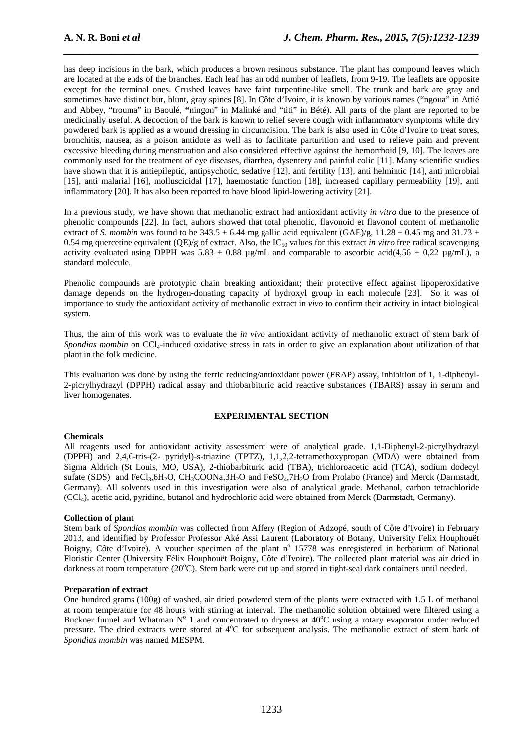has deep incisions in the bark, which produces a brown resinous substance. The plant has compound leaves which are located at the ends of the branches. Each leaf has an odd number of leaflets, from 9-19. The leaflets are opposite except for the terminal ones. Crushed leaves have faint turpentine-like smell. The trunk and bark are gray and sometimes have distinct bur, blunt, gray spines [8]. In Côte d'Ivoire, it is known by various names ("ngoua" in Attié and Abbey, "trouma" in Baoulé, "ningon" in Malinké and "titi" in Bété). All parts of the plant are reported to be medicinally useful. A decoction of the bark is known to relief severe cough with inflammatory symptoms while dry powdered bark is applied as a wound dressing in circumcision. The bark is also used in Côte d'Ivoire to treat sores, bronchitis, nausea, as a poison antidote as well as to facilitate parturition and used to relieve pain and prevent excessive bleeding during menstruation and also considered effective against the hemorrhoid [9, 10]. The leaves are commonly used for the treatment of eye diseases, diarrhea, dysentery and painful colic [11]. Many scientific studies have shown that it is antiepileptic, antipsychotic, sedative [12], anti fertility [13], anti helmintic [14], anti microbial [15], anti malarial [16], molluscicidal [17], haemostatic function [18], increased capillary permeability [19], anti inflammatory [20]. It has also been reported to have blood lipid-lowering activity [21].

In a previous study, we have shown that methanolic extract had antioxidant activity *in vitro* due to the presence of phenolic compounds [22]. In fact, auhors showed that total phenolic, flavonoid et flavonol content of methanolic extract of *S. mombin* was found to be $343.5 \pm 6.44$ mg gallic acid equivalent (GAE)/g, $11.28 \pm 0.45$ mg and $31.73 \pm 0.54$ mg quercetine equivalent (QE)/g of extract. Also, the $IC_{50}$ values for this extract *in vitro* free radical scavenging activity evaluated using DPPH was $5.83 \pm 0.88$ µg/mL and comparable to ascorbic acid($4,56 \pm 0,22$ µg/mL), a standard molecule.

Phenolic compounds are prototypic chain breaking antioxidant; their protective effect against lipoperoxidative damage depends on the hydrogen-donating capacity of hydroxyl group in each molecule [23]. So it was of importance to study the antioxidant activity of methanolic extract in *vivo* to confirm their activity in intact biological system.

Thus, the aim of this work was to evaluate the *in vivo* antioxidant activity of methanolic extract of stem bark of *Spondias mombin* on $CCl_4$-induced oxidative stress in rats in order to give an explanation about utilization of that plant in the folk medicine.

This evaluation was done by using the ferric reducing/antioxidant power (FRAP) assay, inhibition of 1, 1-diphenyl-2-picrylhydrazyl (DPPH) radical assay and thiobarbituric acid reactive substances (TBARS) assay in serum and liver homogenates.

## EXPERIMENTAL SECTION

### Chemicals

All reagents used for antioxidant activity assessment were of analytical grade. 1,1-Diphenyl-2-picrylhydrazyl (DPPH) and 2,4,6-tris-(2- pyridyl)-s-triazine (TPTZ), 1,1,2,2-tetramethoxypropan (MDA) were obtained from Sigma Aldrich (St Louis, MO, USA), 2-thiobarbituric acid (TBA), trichloroacetic acid (TCA), sodium dodecyl sufate (SDS) and $FeCl_3,6H_2O$, $CH_3COONa,3H_2O$ and $FeSO_4,7H_2O$ from Prolabo (France) and Merck (Darmstadt, Germany). All solvents used in this investigation were also of analytical grade. Methanol, carbon tetrachloride ($CCl_4$), acetic acid, pyridine, butanol and hydrochloric acid were obtained from Merck (Darmstadt, Germany).

### Collection of plant

Stem bark of *Spondias mombin* was collected from Affery (Region of Adzopé, south of Côte d'Ivoire) in February 2013, and identified by Professor Professor Aké Assi Laurent (Laboratory of Botany, University Felix Houphouët Boigny, Côte d'Ivoire). A voucher specimen of the plant n° 15778 was enregistered in herbarium of National Floristic Center (University Félix Houphouët Boigny, Côte d'Ivoire). The collected plant material was air dried in darkness at room temperature (20°C). Stem bark were cut up and stored in tight-seal dark containers until needed.

### Preparation of extract

One hundred grams (100g) of washed, air dried powdered stem of the plants were extracted with 1.5 L of methanol at room temperature for 48 hours with stirring at interval. The methanolic solution obtained were filtered using a Buckner funnel and Whatman N° 1 and concentrated to dryness at 40°C using a rotary evaporator under reduced pressure. The dried extracts were stored at 4°C for subsequent analysis. The methanolic extract of stem bark of *Spondias mombin* was named MESPM.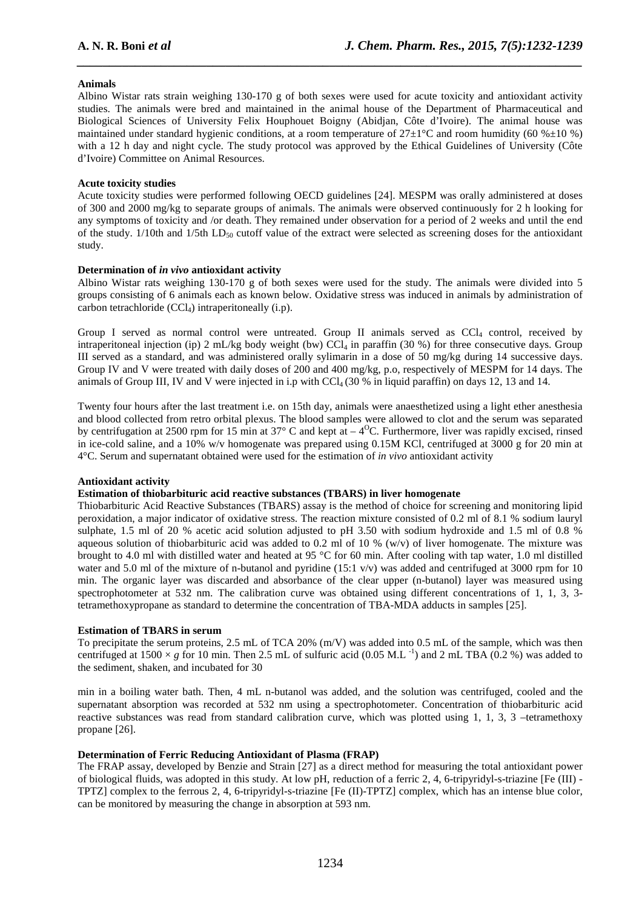**Animals**

Albino Wistar rats strain weighing 130-170 g of both sexes were used for acute toxicity and antioxidant activity studies. The animals were bred and maintained in the animal house of the Department of Pharmaceutical and Biological Sciences of University Felix Houphouet Boigny (Abidjan, Côte d'Ivoire). The animal house was maintained under standard hygienic conditions, at a room temperature of 27±1°C and room humidity (60 %±10 %) with a 12 h day and night cycle. The study protocol was approved by the Ethical Guidelines of University (Côte d'Ivoire) Committee on Animal Resources.

**Acute toxicity studies**

Acute toxicity studies were performed following OECD guidelines [24]. MESPM was orally administered at doses of 300 and 2000 mg/kg to separate groups of animals. The animals were observed continuously for 2 h looking for any symptoms of toxicity and /or death. They remained under observation for a period of 2 weeks and until the end of the study. 1/10th and 1/5th $LD_{50}$ cutoff value of the extract were selected as screening doses for the antioxidant study.

**Determination of *in vivo* antioxidant activity**

Albino Wistar rats weighing 130-170 g of both sexes were used for the study. The animals were divided into 5 groups consisting of 6 animals each as known below. Oxidative stress was induced in animals by administration of carbon tetrachloride ($CCl_4$) intraperitoneally (i.p).

Group I served as normal control were untreated. Group II animals served as $CCl_4$ control, received by intraperitoneal injection (ip) 2 mL/kg body weight (bw) $CCl_4$ in paraffin (30 %) for three consecutive days. Group III served as a standard, and was administered orally sylimarin in a dose of 50 mg/kg during 14 successive days. Group IV and V were treated with daily doses of 200 and 400 mg/kg, p.o, respectively of MESPM for 14 days. The animals of Group III, IV and V were injected in i.p with $CCl_4$ (30 % in liquid paraffin) on days 12, 13 and 14.

Twenty four hours after the last treatment i.e. on 15th day, animals were anaesthetized using a light ether anesthesia and blood collected from retro orbital plexus. The blood samples were allowed to clot and the serum was separated by centrifugation at 2500 rpm for 15 min at 37° C and kept at – $4^{O}$C. Furthermore, liver was rapidly excised, rinsed in ice-cold saline, and a 10% w/v homogenate was prepared using 0.15M KCl, centrifuged at 3000 g for 20 min at 4°C. Serum and supernatant obtained were used for the estimation of *in vivo* antioxidant activity

**Antioxidant activity**

**Estimation of thiobarbituric acid reactive substances (TBARS) in liver homogenate**

Thiobarbituric Acid Reactive Substances (TBARS) assay is the method of choice for screening and monitoring lipid peroxidation, a major indicator of oxidative stress. The reaction mixture consisted of 0.2 ml of 8.1 % sodium lauryl sulphate, 1.5 ml of 20 % acetic acid solution adjusted to pH 3.50 with sodium hydroxide and 1.5 ml of 0.8 % aqueous solution of thiobarbituric acid was added to 0.2 ml of 10 % (w/v) of liver homogenate. The mixture was brought to 4.0 ml with distilled water and heated at 95 °C for 60 min. After cooling with tap water, 1.0 ml distilled water and 5.0 ml of the mixture of n-butanol and pyridine (15:1 v/v) was added and centrifuged at 3000 rpm for 10 min. The organic layer was discarded and absorbance of the clear upper (n-butanol) layer was measured using spectrophotometer at 532 nm. The calibration curve was obtained using different concentrations of 1, 1, 3, 3-tetramethoxypropane as standard to determine the concentration of TBA-MDA adducts in samples [25].

**Estimation of TBARS in serum**

To precipitate the serum proteins, 2.5 mL of TCA 20% (m/V) was added into 0.5 mL of the sample, which was then centrifuged at $1500 \times g$ for 10 min. Then 2.5 mL of sulfuric acid (0.05 M.L $^{-1}$) and 2 mL TBA (0.2 %) was added to the sediment, shaken, and incubated for 30 min in a boiling water bath. Then, 4 mL n-butanol was added, and the solution was centrifuged, cooled and the supernatant absorption was recorded at 532 nm using a spectrophotometer. Concentration of thiobarbituric acid reactive substances was read from standard calibration curve, which was plotted using 1, 1, 3, 3 –tetramethoxy propane [26].

**Determination of Ferric Reducing Antioxidant of Plasma (FRAP)**

The FRAP assay, developed by Benzie and Strain [27] as a direct method for measuring the total antioxidant power of biological fluids, was adopted in this study. At low pH, reduction of a ferric 2, 4, 6-tripyridyl-s-triazine [Fe (III) - TPTZ] complex to the ferrous 2, 4, 6-tripyridyl-s-triazine [Fe (II)-TPTZ] complex, which has an intense blue color, can be monitored by measuring the change in absorption at 593 nm.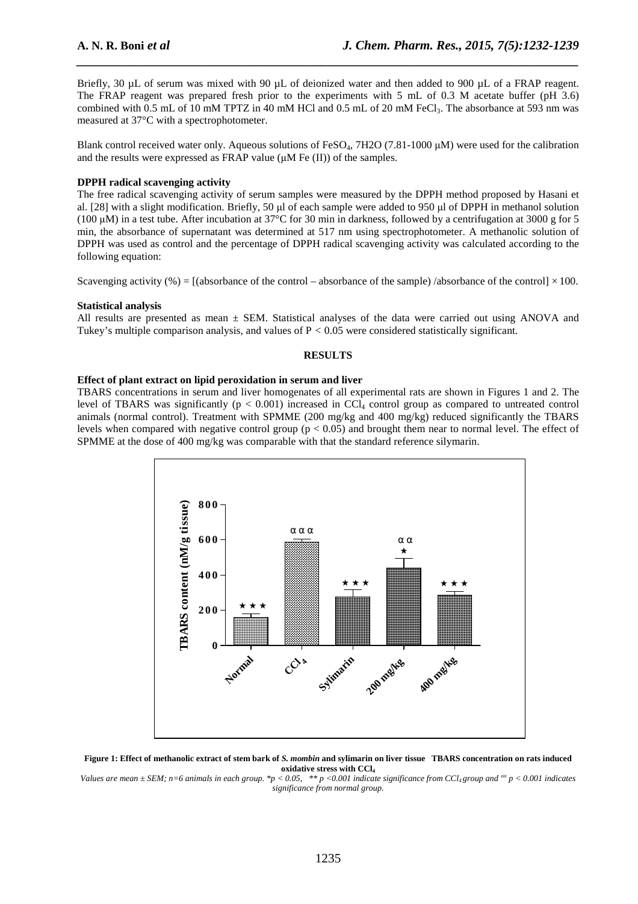Briefly, 30 µL of serum was mixed with 90 µL of deionized water and then added to 900 µL of a FRAP reagent. The FRAP reagent was prepared fresh prior to the experiments with 5 mL of 0.3 M acetate buffer (pH 3.6) combined with 0.5 mL of 10 mM TPTZ in 40 mM HCl and 0.5 mL of 20 mM $FeCl_3$. The absorbance at 593 nm was measured at 37°C with a spectrophotometer.

Blank control received water only. Aqueous solutions of $FeSO_4$, 7H2O (7.81-1000 µM) were used for the calibration and the results were expressed as FRAP value (µM Fe (II)) of the samples.

### DPPH radical scavenging activity

The free radical scavenging activity of serum samples were measured by the DPPH method proposed by Hasani et al. [28] with a slight modification. Briefly, 50 µl of each sample were added to 950 µl of DPPH in methanol solution (100 µM) in a test tube. After incubation at 37°C for 30 min in darkness, followed by a centrifugation at 3000 g for 5 min, the absorbance of supernatant was determined at 517 nm using spectrophotometer. A methanolic solution of DPPH was used as control and the percentage of DPPH radical scavenging activity was calculated according to the following equation:

Scavenging activity (%) = [(absorbance of the control – absorbance of the sample) /absorbance of the control] × 100.

### Statistical analysis

All results are presented as mean ± SEM. Statistical analyses of the data were carried out using ANOVA and Tukey's multiple comparison analysis, and values of $P < 0.05$ were considered statistically significant.

## RESULTS

### Effect of plant extract on lipid peroxidation in serum and liver

TBARS concentrations in serum and liver homogenates of all experimental rats are shown in Figures 1 and 2. The level of TBARS was significantly ($p < 0.001$) increased in $CCl_4$ control group as compared to untreated control animals (normal control). Treatment with SPMME (200 mg/kg and 400 mg/kg) reduced significantly the TBARS levels when compared with negative control group ($p < 0.05$) and brought them near to normal level. The effect of SPMME at the dose of 400 mg/kg was comparable with that the standard reference silymarin.

**Figure 1: Effect of methanolic extract of stem bark of *S. mombin* and sylimarin on liver tissue TBARS concentration on rats induced oxidative stress with $CCl_4$**

*Values are mean ± SEM; n=6 animals in each group. *p < 0.05, ** p <0.001 indicate significance from $CCl_4$ group and αα p < 0.001 indicates significance from normal group.*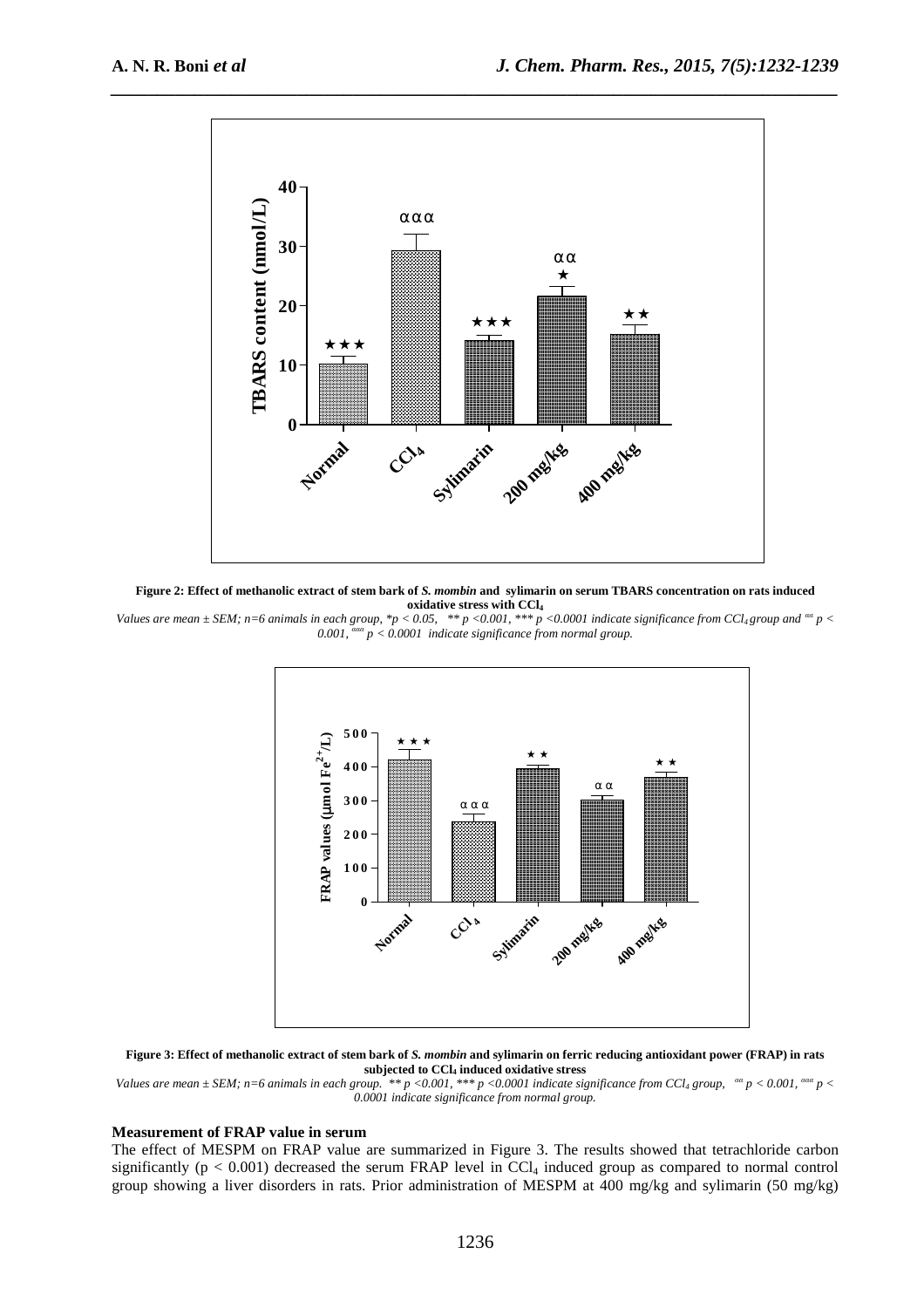**Figure 2: Effect of methanolic extract of stem bark of *S. mombin* and sylimarin on serum TBARS concentration on rats induced oxidative stress with $CCl_4$**

*Values are mean ± SEM; n=6 animals in each group, *p < 0.05, ** p <0.001, *** p <0.0001 indicate significance from $CCl_4$ group and $^{\alpha\alpha}$ p < 0.001, $^{\alpha\alpha\alpha}$ p < 0.0001 indicate significance from normal group.*

**Figure 3: Effect of methanolic extract of stem bark of *S. mombin* and sylimarin on ferric reducing antioxidant power (FRAP) in rats subjected to $CCl_4$ induced oxidative stress**

*Values are mean ± SEM; n=6 animals in each group. ** p <0.001, *** p <0.0001 indicate significance from $CCl_4$ group, $^{\alpha\alpha}$ p < 0.001, $^{\alpha\alpha\alpha}$ p < 0.0001 indicate significance from normal group.*

**Measurement of FRAP value in serum**

The effect of MESPM on FRAP value are summarized in Figure 3. The results showed that tetrachloride carbon significantly ($p < 0.001$) decreased the serum FRAP level in $CCl_4$ induced group as compared to normal control group showing a liver disorders in rats. Prior administration of MESPM at 400 mg/kg and sylimarin (50 mg/kg)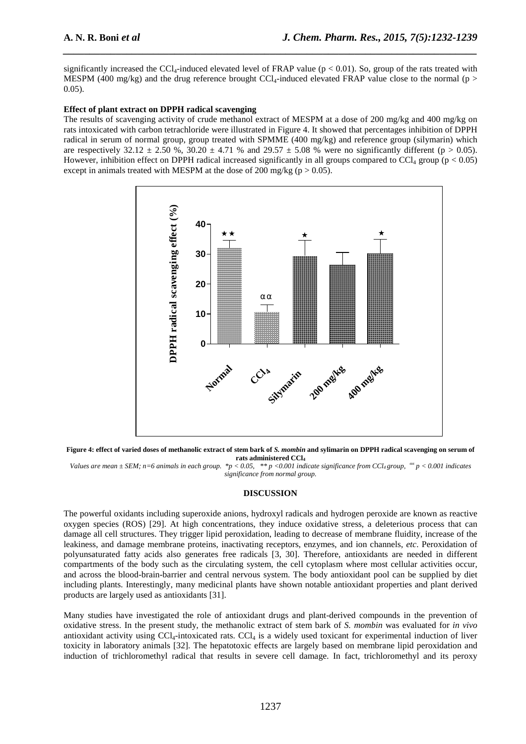significantly increased the $CCl_4$-induced elevated level of FRAP value ($p < 0.01$). So, group of the rats treated with MESPM (400 mg/kg) and the drug reference brought $CCl_4$-induced elevated FRAP value close to the normal ($p > 0.05$).

**Effect of plant extract on DPPH radical scavenging**

The results of scavenging activity of crude methanol extract of MESPM at a dose of 200 mg/kg and 400 mg/kg on rats intoxicated with carbon tetrachloride were illustrated in Figure 4. It showed that percentages inhibition of DPPH radical in serum of normal group, group treated with SPMME (400 mg/kg) and reference group (silymarin) which are respectively 32.12 ± 2.50 %, 30.20 ± 4.71 % and 29.57 ± 5.08 % were no significantly different ($p > 0.05$). However, inhibition effect on DPPH radical increased significantly in all groups compared to $CCl_4$ group ($p < 0.05$) except in animals treated with MESPM at the dose of 200 mg/kg ($p > 0.05$).

**Figure 4: effect of varied doses of methanolic extract of stem bark of *S. mombin* and sylimarin on DPPH radical scavenging on serum of rats administered $CCl_4$**

*Values are mean ± SEM; n=6 animals in each group. \*$p < 0.05$, \*\* $p < 0.001$ indicate significance from $CCl_4$ group, $^{\alpha\alpha}$ $p < 0.001$ indicates significance from normal group.*

## DISCUSSION

The powerful oxidants including superoxide anions, hydroxyl radicals and hydrogen peroxide are known as reactive oxygen species (ROS) [29]. At high concentrations, they induce oxidative stress, a deleterious process that can damage all cell structures. They trigger lipid peroxidation, leading to decrease of membrane fluidity, increase of the leakiness, and damage membrane proteins, inactivating receptors, enzymes, and ion channels, *etc*. Peroxidation of polyunsaturated fatty acids also generates free radicals [3, 30]. Therefore, antioxidants are needed in different compartments of the body such as the circulating system, the cell cytoplasm where most cellular activities occur, and across the blood-brain-barrier and central nervous system. The body antioxidant pool can be supplied by diet including plants. Interestingly, many medicinal plants have shown notable antioxidant properties and plant derived products are largely used as antioxidants [31].

Many studies have investigated the role of antioxidant drugs and plant-derived compounds in the prevention of oxidative stress. In the present study, the methanolic extract of stem bark of *S. mombin* was evaluated for *in vivo* antioxidant activity using $CCl_4$-intoxicated rats. $CCl_4$ is a widely used toxicant for experimental induction of liver toxicity in laboratory animals [32]. The hepatotoxic effects are largely based on membrane lipid peroxidation and induction of trichloromethyl radical that results in severe cell damage. In fact, trichloromethyl and its peroxy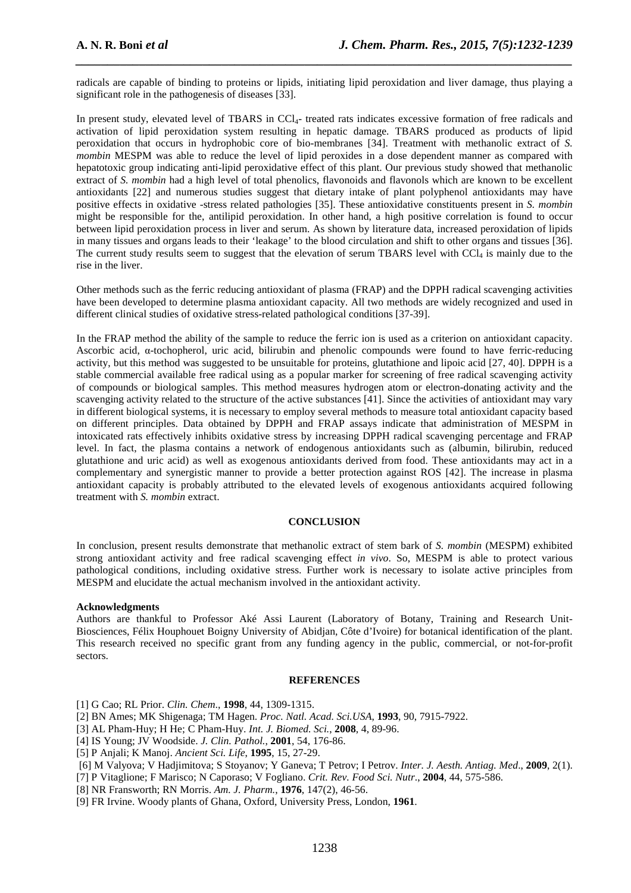radicals are capable of binding to proteins or lipids, initiating lipid peroxidation and liver damage, thus playing a significant role in the pathogenesis of diseases [33].

In present study, elevated level of TBARS in $CCl_4$- treated rats indicates excessive formation of free radicals and activation of lipid peroxidation system resulting in hepatic damage. TBARS produced as products of lipid peroxidation that occurs in hydrophobic core of bio-membranes [34]. Treatment with methanolic extract of *S. mombin* MESPM was able to reduce the level of lipid peroxides in a dose dependent manner as compared with hepatotoxic group indicating anti-lipid peroxidative effect of this plant. Our previous study showed that methanolic extract of *S. mombin* had a high level of total phenolics, flavonoids and flavonols which are known to be excellent antioxidants [22] and numerous studies suggest that dietary intake of plant polyphenol antioxidants may have positive effects in oxidative -stress related pathologies [35]. These antioxidative constituents present in *S. mombin* might be responsible for the, antilipid peroxidation. In other hand, a high positive correlation is found to occur between lipid peroxidation process in liver and serum. As shown by literature data, increased peroxidation of lipids in many tissues and organs leads to their 'leakage' to the blood circulation and shift to other organs and tissues [36]. The current study results seem to suggest that the elevation of serum TBARS level with $CCl_4$ is mainly due to the rise in the liver.

Other methods such as the ferric reducing antioxidant of plasma (FRAP) and the DPPH radical scavenging activities have been developed to determine plasma antioxidant capacity. All two methods are widely recognized and used in different clinical studies of oxidative stress-related pathological conditions [37-39].

In the FRAP method the ability of the sample to reduce the ferric ion is used as a criterion on antioxidant capacity. Ascorbic acid, α-tochopherol, uric acid, bilirubin and phenolic compounds were found to have ferric-reducing activity, but this method was suggested to be unsuitable for proteins, glutathione and lipoic acid [27, 40]. DPPH is a stable commercial available free radical using as a popular marker for screening of free radical scavenging activity of compounds or biological samples. This method measures hydrogen atom or electron-donating activity and the scavenging activity related to the structure of the active substances [41]. Since the activities of antioxidant may vary in different biological systems, it is necessary to employ several methods to measure total antioxidant capacity based on different principles. Data obtained by DPPH and FRAP assays indicate that administration of MESPM in intoxicated rats effectively inhibits oxidative stress by increasing DPPH radical scavenging percentage and FRAP level. In fact, the plasma contains a network of endogenous antioxidants such as (albumin, bilirubin, reduced glutathione and uric acid) as well as exogenous antioxidants derived from food. These antioxidants may act in a complementary and synergistic manner to provide a better protection against ROS [42]. The increase in plasma antioxidant capacity is probably attributed to the elevated levels of exogenous antioxidants acquired following treatment with *S. mombin* extract.

## CONCLUSION

In conclusion, present results demonstrate that methanolic extract of stem bark of *S. mombin* (MESPM) exhibited strong antioxidant activity and free radical scavenging effect *in vivo*. So, MESPM is able to protect various pathological conditions, including oxidative stress. Further work is necessary to isolate active principles from MESPM and elucidate the actual mechanism involved in the antioxidant activity.

**Acknowledgments**

Authors are thankful to Professor Aké Assi Laurent (Laboratory of Botany, Training and Research Unit-Biosciences, Félix Houphouet Boigny University of Abidjan, Côte d'Ivoire) for botanical identification of the plant. This research received no specific grant from any funding agency in the public, commercial, or not-for-profit sectors.

## REFERENCES

[1] G Cao; RL Prior. *Clin. Chem*., **1998**, 44, 1309-1315.
[2] BN Ames; MK Shigenaga; TM Hagen. *Proc. Natl. Acad. Sci.USA*, **1993**, 90, 7915-7922.
[3] AL Pham-Huy; H He; C Pham-Huy. *Int. J. Biomed. Sci.*, **2008**, 4, 89-96.
[4] IS Young; JV Woodside. *J. Clin. Pathol.*, **2001**, 54, 176-86.
[5] P Anjali; K Manoj. *Ancient Sci. Life*, **1995**, 15, 27-29.
[6] M Valyova; V Hadjimitova; S Stoyanov; Y Ganeva; T Petrov; I Petrov. *Inter. J. Aesth. Antiag. Med*., **2009**, 2(1).
[7] P Vitaglione; F Marisco; N Caporaso; V Fogliano. *Crit. Rev. Food Sci. Nutr*., **2004**, 44, 575-586.
[8] NR Fransworth; RN Morris. *Am. J. Pharm.*, **1976**, 147(2), 46-56.
[9] FR Irvine. Woody plants of Ghana, Oxford, University Press, London, **1961**.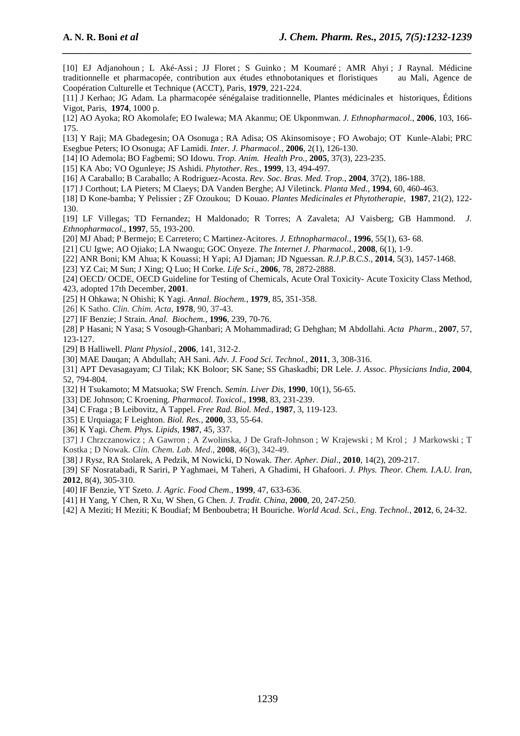[10] EJ Adjanohoun ; L Aké-Assi ; JJ Floret ; S Guinko ; M Koumaré ; AMR Ahyi ; J Raynal. Médicine traditionnelle et pharmacopée, contribution aux études ethnobotaniques et floristiques au Mali, Agence de Coopération Culturelle et Technique (ACCT), Paris, **1979**, 221-224.

[11] J Kerhao; JG Adam. La pharmacopée sénégalaise traditionnelle, Plantes médicinales et historiques, Éditions Vigot, Paris, **1974**, 1000 p.

[12] AO Ayoka; RO Akomolafe; EO Iwalewa; MA Akanmu; OE Ukponmwan. *J. Ethnopharmacol.*, **2006**, 103, 166-175.

[13] Y Raji; MA Gbadegesin; OA Osonuga ; RA Adisa; OS Akinsomisoye ; FO Awobajo; OT Kunle-Alabi; PRC Esegbue Peters; IO Osonuga; AF Lamidi. *Inter. J. Pharmacol.*, **2006**, 2(1), 126-130.

[14] IO Ademola; BO Fagbemi; SO Idowu. *Trop. Anim. Health Pro.*, **2005**, 37(3), 223-235.

[15] KA Abo; VO Ogunleye; JS Ashidi. *Phytother. Res.*, **1999**, 13, 494-497.

[16] A Caraballo; B Caraballo; A Rodriguez-Acosta. *Rev. Soc. Bras. Med. Trop.*, **2004**, 37(2), 186-188.

[17] J Corthout; LA Pieters; M Claeys; DA Vanden Berghe; AJ Viletinck. *Planta Med.*, **1994**, 60, 460-463.

[18] D Kone-bamba; Y Pelissier ; ZF Ozoukou; D Kouao. *Plantes Medicinales et Phytotherapie*, **1987**, 21(2), 122-130.

[19] LF Villegas; TD Fernandez; H Maldonado; R Torres; A Zavaleta; AJ Vaisberg; GB Hammond. *J. Ethnopharmacol.*, **1997**, 55, 193-200.

[20] MJ Abad; P Bermejo; E Carretero; C Martinez-Acitores. *J. Ethnopharmacol.*, **1996**, 55(1), 63- 68.

[21] CU Igwe; AO Ojiako; LA Nwaogu; GOC Onyeze. *The Internet J. Pharmacol.*, **2008**, 6(1), 1-9.

[22] ANR Boni; KM Ahua; K Kouassi; H Yapi; AJ Djaman; JD Nguessan. *R.J.P.B.C.S.*, **2014**, 5(3), 1457-1468.

[23] YZ Cai; M Sun; J Xing; Q Luo; H Corke. *Life Sci.*, **2006**, 78, 2872-2888.

[24] OECD/ OCDE, OECD Guideline for Testing of Chemicals, Acute Oral Toxicity- Acute Toxicity Class Method, 423, adopted 17th December, **2001**.

[25] H Ohkawa; N Ohishi; K Yagi. *Annal. Biochem.*, **1979**, 85, 351-358.

[26] K Satho. *Clin. Chim. Acta*, **1978**, 90, 37-43.

[27] IF Benzie; J Strain. *Anal. Biochem.*, **1996**, 239, 70-76.

[28] P Hasani; N Yasa; S Vosough-Ghanbari; A Mohammadirad; G Dehghan; M Abdollahi. *Acta Pharm.*, **2007**, 57, 123-127.

[29] B Halliwell. *Plant Physiol.*, **2006**, 141, 312-2.

[30] MAE Dauqan; A Abdullah; AH Sani. *Adv. J. Food Sci. Technol.*, **2011**, 3, 308-316.

[31] APT Devasagayam; CJ Tilak; KK Boloor; SK Sane; SS Ghaskadbi; DR Lele. *J. Assoc. Physicians India*, **2004**, 52, 794-804.

[32] H Tsukamoto; M Matsuoka; SW French. *Semin. Liver Dis*, **1990**, 10(1), 56-65.

[33] DE Johnson; C Kroening. *Pharmacol. Toxicol.*, **1998**, 83, 231-239.

[34] C Fraga ; B Leibovitz, A Tappel. *Free Rad. Biol. Med.*, **1987**, 3, 119-123.

[35] E Urquiaga; F Leighton. *Biol. Res.*, **2000**, 33, 55-64.

[36] K Yagi. *Chem. Phys. Lipids*, **1987**, 45, 337.

[37] J Chrzczanowicz ; A Gawron ; A Zwolinska, J De Graft-Johnson ; W Krajewski ; M Krol ; J Markowski ; T Kostka ; D Nowak. *Clin. Chem. Lab. Med.*, **2008**, 46(3), 342-49.

[38] J Rysz, RA Stolarek, A Pedzik, M Nowicki, D Nowak. *Ther. Apher. Dial.*, **2010**, 14(2), 209-217.

[39] SF Nosratabadi, R Sariri, P Yaghmaei, M Taheri, A Ghadimi, H Ghafoori. *J. Phys. Theor. Chem. I.A.U. Iran*, **2012**, 8(4), 305-310.

[40] IF Benzie, YT Szeto. *J. Agric. Food Chem.*, **1999**, 47, 633-636.

[41] H Yang, Y Chen, R Xu, W Shen, G Chen. *J. Tradit. China*, **2000**, 20, 247-250.

[42] A Meziti; H Meziti; K Boudiaf; M Benboubetra; H Bouriche. *World Acad. Sci., Eng. Technol.*, **2012**, 6, 24-32.